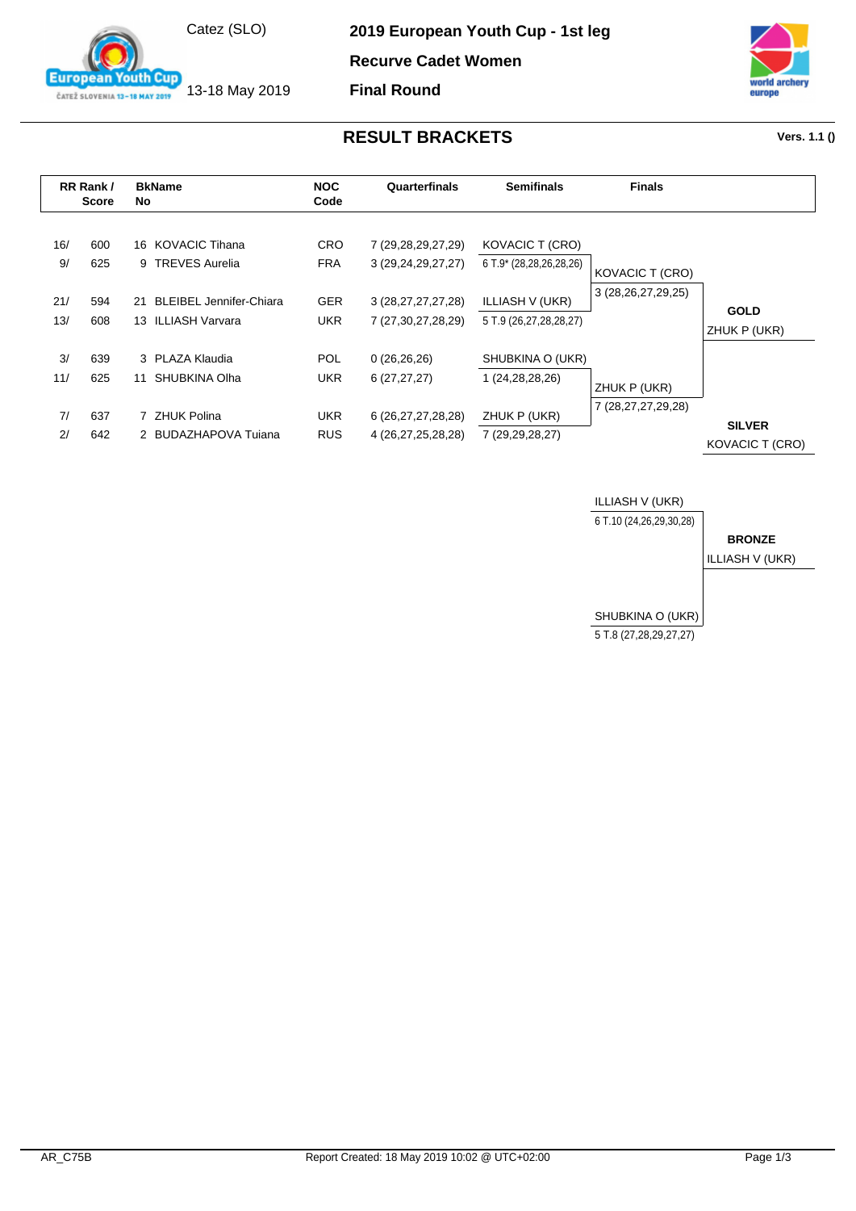Catez (SLO)

13-18 May 2019

# 2019 European Youth Cup - 1st leg

**Recurve Cadet Women**

**Final Round**

## RESULT BRACKETS

**Vers. 1.1 ()**

| RR Rank / | Score | BkName No | | NOC Code | Quarterfinals | Semifinals | Finals | |
|---|---|---|---|---|---|---|---|---|
| 16/ | 600 | 16 | KOVACIC Tihana | CRO | 7 (29,28,29,27,29) | KOVACIC T (CRO) | | |
| 9/ | 625 | 9 | TREVES Aurelia | FRA | 3 (29,24,29,27,27) | 6 T.9* (28,28,26,28,26) | KOVACIC T (CRO) | |
| | | | | | | | 3 (28,26,27,29,25) | |
| 21/ | 594 | 21 | BLEIBEL Jennifer-Chiara | GER | 3 (28,27,27,27,28) | ILLIASH V (UKR) | | **GOLD** |
| 13/ | 608 | 13 | ILLIASH Varvara | UKR | 7 (27,30,27,28,29) | 5 T.9 (26,27,28,28,27) | | ZHUK P (UKR) |
| 3/ | 639 | 3 | PLAZA Klaudia | POL | 0 (26,26,26) | SHUBKINA O (UKR) | | |
| 11/ | 625 | 11 | SHUBKINA Olha | UKR | 6 (27,27,27) | 1 (24,28,28,26) | ZHUK P (UKR) | |
| | | | | | | | 7 (28,27,27,29,28) | |
| 7/ | 637 | 7 | ZHUK Polina | UKR | 6 (26,27,27,28,28) | ZHUK P (UKR) | | **SILVER** |
| 2/ | 642 | 2 | BUDAZHAPOVA Tuiana | RUS | 4 (26,27,25,28,28) | 7 (29,29,28,27) | | KOVACIC T (CRO) |

**Bronze Match**

| Finals | |
|---|---|
| ILLIASH V (UKR) | |
| 6 T.10 (24,26,29,30,28) | **BRONZE** |
| | ILLIASH V (UKR) |
| SHUBKINA O (UKR) | |
| 5 T.8 (27,28,29,27,27) | |

AR_C75B

Report Created: 18 May 2019 10:02 @ UTC+02:00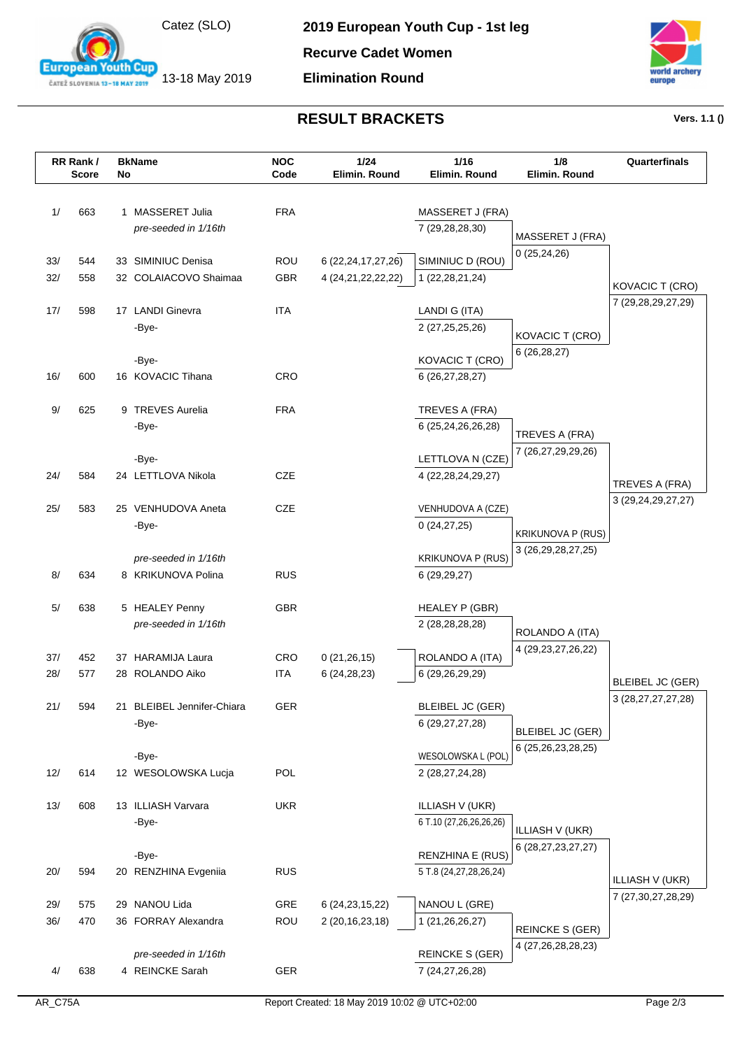Catez (SLO)

13-18 May 2019

# 2019 European Youth Cup - 1st leg

**Recurve Cadet Women**

**Elimination Round**

## RESULT BRACKETS

Vers. 1.1 ()

| RR Rank / Score | | BkName No | | NOC Code | 1/24 Elimin. Round | 1/16 Elimin. Round | 1/8 Elimin. Round | Quarterfinals |
|---|---|---|---|---|---|---|---|---|
| 1/ | 663 | 1 | MASSERET Julia | FRA | | MASSERET J (FRA) | | |
| | | | *pre-seeded in 1/16th* | | | 7 (29,28,28,30) | MASSERET J (FRA) | |
| | | | | | | | 0 (25,24,26) | |
| 33/ | 544 | 33 | SIMINIUC Denisa | ROU | 6 (22,24,17,27,26) | SIMINIUC D (ROU) | | |
| 32/ | 558 | 32 | COLAIACOVO Shaimaa | GBR | 4 (24,21,22,22,22) | 1 (22,28,21,24) | | KOVACIC T (CRO) |
| | | | | | | | | 7 (29,28,29,27,29) |
| 17/ | 598 | 17 | LANDI Ginevra | ITA | | LANDI G (ITA) | | |
| | | | -Bye- | | | 2 (27,25,25,26) | KOVACIC T (CRO) | |
| | | | | | | | 6 (26,28,27) | |
| | | | -Bye- | | | KOVACIC T (CRO) | | |
| 16/ | 600 | 16 | KOVACIC Tihana | CRO | | 6 (26,27,28,27) | | |
| 9/ | 625 | 9 | TREVES Aurelia | FRA | | TREVES A (FRA) | | |
| | | | -Bye- | | | 6 (25,24,26,26,28) | TREVES A (FRA) | |
| | | | | | | | 7 (26,27,29,29,26) | |
| | | | -Bye- | | | LETTLOVA N (CZE) | | |
| 24/ | 584 | 24 | LETTLOVA Nikola | CZE | | 4 (22,28,24,29,27) | | TREVES A (FRA) |
| | | | | | | | | 3 (29,24,29,27,27) |
| 25/ | 583 | 25 | VENHUDOVA Aneta | CZE | | VENHUDOVA A (CZE) | | |
| | | | -Bye- | | | 0 (24,27,25) | KRIKUNOVA P (RUS) | |
| | | | | | | | 3 (26,29,28,27,25) | |
| | | | *pre-seeded in 1/16th* | | | KRIKUNOVA P (RUS) | | |
| 8/ | 634 | 8 | KRIKUNOVA Polina | RUS | | 6 (29,29,27) | | |
| 5/ | 638 | 5 | HEALEY Penny | GBR | | HEALEY P (GBR) | | |
| | | | *pre-seeded in 1/16th* | | | 2 (28,28,28,28) | ROLANDO A (ITA) | |
| | | | | | | | 4 (29,23,27,26,22) | |
| 37/ | 452 | 37 | HARAMIJA Laura | CRO | 0 (21,26,15) | ROLANDO A (ITA) | | |
| 28/ | 577 | 28 | ROLANDO Aiko | ITA | 6 (24,28,23) | 6 (29,26,29,29) | | BLEIBEL JC (GER) |
| | | | | | | | | 3 (28,27,27,27,28) |
| 21/ | 594 | 21 | BLEIBEL Jennifer-Chiara | GER | | BLEIBEL JC (GER) | | |
| | | | -Bye- | | | 6 (29,27,27,28) | BLEIBEL JC (GER) | |
| | | | | | | | 6 (25,26,23,28,25) | |
| | | | -Bye- | | | WESOLOWSKA L (POL) | | |
| 12/ | 614 | 12 | WESOLOWSKA Lucja | POL | | 2 (28,27,24,28) | | |
| 13/ | 608 | 13 | ILLIASH Varvara | UKR | | ILLIASH V (UKR) | | |
| | | | -Bye- | | | 6 T.10 (27,26,26,26,26) | ILLIASH V (UKR) | |
| | | | | | | | 6 (28,27,23,27,27) | |
| | | | -Bye- | | | RENZHINA E (RUS) | | |
| 20/ | 594 | 20 | RENZHINA Evgeniia | RUS | | 5 T.8 (24,27,28,26,24) | | ILLIASH V (UKR) |
| | | | | | | | | 7 (27,30,27,28,29) |
| 29/ | 575 | 29 | NANOU Lida | GRE | 6 (24,23,15,22) | NANOU L (GRE) | | |
| 36/ | 470 | 36 | FORRAY Alexandra | ROU | 2 (20,16,23,18) | 1 (21,26,26,27) | REINCKE S (GER) | |
| | | | | | | | 4 (27,26,28,28,23) | |
| | | | *pre-seeded in 1/16th* | | | REINCKE S (GER) | | |
| 4/ | 638 | 4 | REINCKE Sarah | GER | | 7 (24,27,26,28) | | |

AR_C75A

Report Created: 18 May 2019 10:02 @ UTC+02:00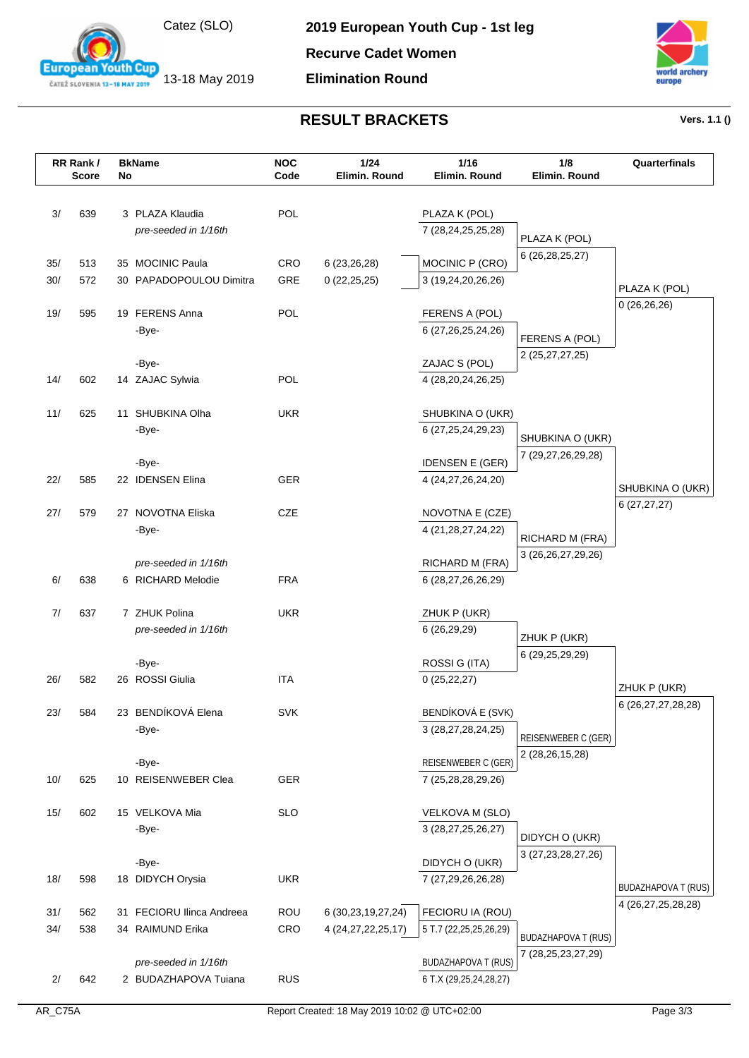Catez (SLO)

13-18 May 2019

**2019 European Youth Cup - 1st leg**

**Recurve Cadet Women**

**Elimination Round**

## RESULT BRACKETS

**Vers. 1.1 ()**

| RR Rank / Score | | BkName No | | NOC Code | 1/24 Elimin. Round | 1/16 Elimin. Round | 1/8 Elimin. Round | Quarterfinals |
|---|---|---|---|---|---|---|---|---|
| 3/ | 639 | 3 | PLAZA Klaudia | POL | | PLAZA K (POL) | | |
| | | | *pre-seeded in 1/16th* | | | 7 (28,24,25,25,28) | PLAZA K (POL) | |
| | | | | | | | 6 (26,28,25,27) | |
| 35/ | 513 | 35 | MOCINIC Paula | CRO | 6 (23,26,28) | MOCINIC P (CRO) | | |
| 30/ | 572 | 30 | PAPADOPOULOU Dimitra | GRE | 0 (22,25,25) | 3 (19,24,20,26,26) | | PLAZA K (POL) |
| | | | | | | | | 0 (26,26,26) |
| 19/ | 595 | 19 | FERENS Anna | POL | | FERENS A (POL) | | |
| | | | -Bye- | | | 6 (27,26,25,24,26) | FERENS A (POL) | |
| | | | | | | | 2 (25,27,27,25) | |
| | | | -Bye- | | | ZAJAC S (POL) | | |
| 14/ | 602 | 14 | ZAJAC Sylwia | POL | | 4 (28,20,24,26,25) | | |
| 11/ | 625 | 11 | SHUBKINA Olha | UKR | | SHUBKINA O (UKR) | | |
| | | | -Bye- | | | 6 (27,25,24,29,23) | SHUBKINA O (UKR) | |
| | | | | | | | 7 (29,27,26,29,28) | |
| | | | -Bye- | | | IDENSEN E (GER) | | |
| 22/ | 585 | 22 | IDENSEN Elina | GER | | 4 (24,27,26,24,20) | | SHUBKINA O (UKR) |
| | | | | | | | | 6 (27,27,27) |
| 27/ | 579 | 27 | NOVOTNA Eliska | CZE | | NOVOTNA E (CZE) | | |
| | | | -Bye- | | | 4 (21,28,27,24,22) | RICHARD M (FRA) | |
| | | | | | | | 3 (26,26,27,29,26) | |
| | | | *pre-seeded in 1/16th* | | | RICHARD M (FRA) | | |
| 6/ | 638 | 6 | RICHARD Melodie | FRA | | 6 (28,27,26,26,29) | | |
| 7/ | 637 | 7 | ZHUK Polina | UKR | | ZHUK P (UKR) | | |
| | | | *pre-seeded in 1/16th* | | | 6 (26,29,29) | ZHUK P (UKR) | |
| | | | | | | | 6 (29,25,29,29) | |
| | | | -Bye- | | | ROSSI G (ITA) | | |
| 26/ | 582 | 26 | ROSSI Giulia | ITA | | 0 (25,22,27) | | ZHUK P (UKR) |
| | | | | | | | | 6 (26,27,27,28,28) |
| 23/ | 584 | 23 | BENDÍKOVÁ Elena | SVK | | BENDÍKOVÁ E (SVK) | | |
| | | | -Bye- | | | 3 (28,27,28,24,25) | REISENWEBER C (GER) | |
| | | | | | | | 2 (28,26,15,28) | |
| | | | -Bye- | | | REISENWEBER C (GER) | | |
| 10/ | 625 | 10 | REISENWEBER Clea | GER | | 7 (25,28,28,29,26) | | |
| 15/ | 602 | 15 | VELKOVA Mia | SLO | | VELKOVA M (SLO) | | |
| | | | -Bye- | | | 3 (28,27,25,26,27) | DIDYCH O (UKR) | |
| | | | | | | | 3 (27,23,28,27,26) | |
| | | | -Bye- | | | DIDYCH O (UKR) | | |
| 18/ | 598 | 18 | DIDYCH Orysia | UKR | | 7 (27,29,26,26,28) | | BUDAZHAPOVA T (RUS) |
| | | | | | | | | 4 (26,27,25,28,28) |
| 31/ | 562 | 31 | FECIORU Ilinca Andreea | ROU | 6 (30,23,19,27,24) | FECIORU IA (ROU) | | |
| 34/ | 538 | 34 | RAIMUND Erika | CRO | 4 (24,27,22,25,17) | 5 T.7 (22,25,25,26,29) | BUDAZHAPOVA T (RUS) | |
| | | | | | | | 7 (28,25,23,27,29) | |
| | | | *pre-seeded in 1/16th* | | | BUDAZHAPOVA T (RUS) | | |
| 2/ | 642 | 2 | BUDAZHAPOVA Tuiana | RUS | | 6 T.X (29,25,24,28,27) | | |

AR_C75A

Report Created: 18 May 2019 10:02 @ UTC+02:00